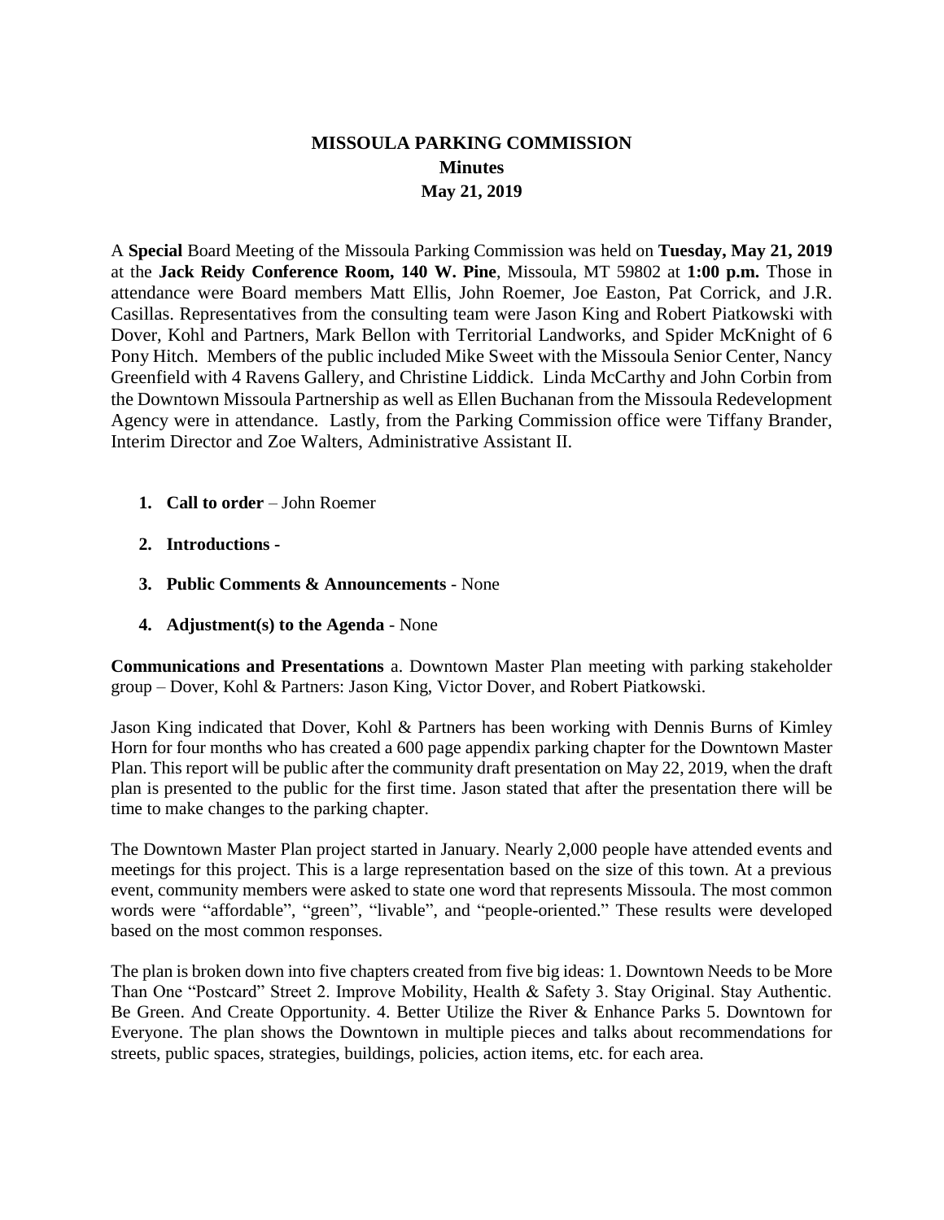# MISSOULA PARKING COMMISSION
## Minutes
### May 21, 2019

A **Special** Board Meeting of the Missoula Parking Commission was held on **Tuesday, May 21, 2019** at the **Jack Reidy Conference Room, 140 W. Pine**, Missoula, MT 59802 at **1:00 p.m.** Those in attendance were Board members Matt Ellis, John Roemer, Joe Easton, Pat Corrick, and J.R. Casillas. Representatives from the consulting team were Jason King and Robert Piatkowski with Dover, Kohl and Partners, Mark Bellon with Territorial Landworks, and Spider McKnight of 6 Pony Hitch. Members of the public included Mike Sweet with the Missoula Senior Center, Nancy Greenfield with 4 Ravens Gallery, and Christine Liddick. Linda McCarthy and John Corbin from the Downtown Missoula Partnership as well as Ellen Buchanan from the Missoula Redevelopment Agency were in attendance. Lastly, from the Parking Commission office were Tiffany Brander, Interim Director and Zoe Walters, Administrative Assistant II.

1. **Call to order** – John Roemer
2. **Introductions -**
3. **Public Comments & Announcements** - None
4. **Adjustment(s) to the Agenda** - None

**Communications and Presentations** a. Downtown Master Plan meeting with parking stakeholder group – Dover, Kohl & Partners: Jason King, Victor Dover, and Robert Piatkowski.

Jason King indicated that Dover, Kohl & Partners has been working with Dennis Burns of Kimley Horn for four months who has created a 600 page appendix parking chapter for the Downtown Master Plan. This report will be public after the community draft presentation on May 22, 2019, when the draft plan is presented to the public for the first time. Jason stated that after the presentation there will be time to make changes to the parking chapter.

The Downtown Master Plan project started in January. Nearly 2,000 people have attended events and meetings for this project. This is a large representation based on the size of this town. At a previous event, community members were asked to state one word that represents Missoula. The most common words were "affordable", "green", "livable", and "people-oriented." These results were developed based on the most common responses.

The plan is broken down into five chapters created from five big ideas: 1. Downtown Needs to be More Than One "Postcard" Street 2. Improve Mobility, Health & Safety 3. Stay Original. Stay Authentic. Be Green. And Create Opportunity. 4. Better Utilize the River & Enhance Parks 5. Downtown for Everyone. The plan shows the Downtown in multiple pieces and talks about recommendations for streets, public spaces, strategies, buildings, policies, action items, etc. for each area.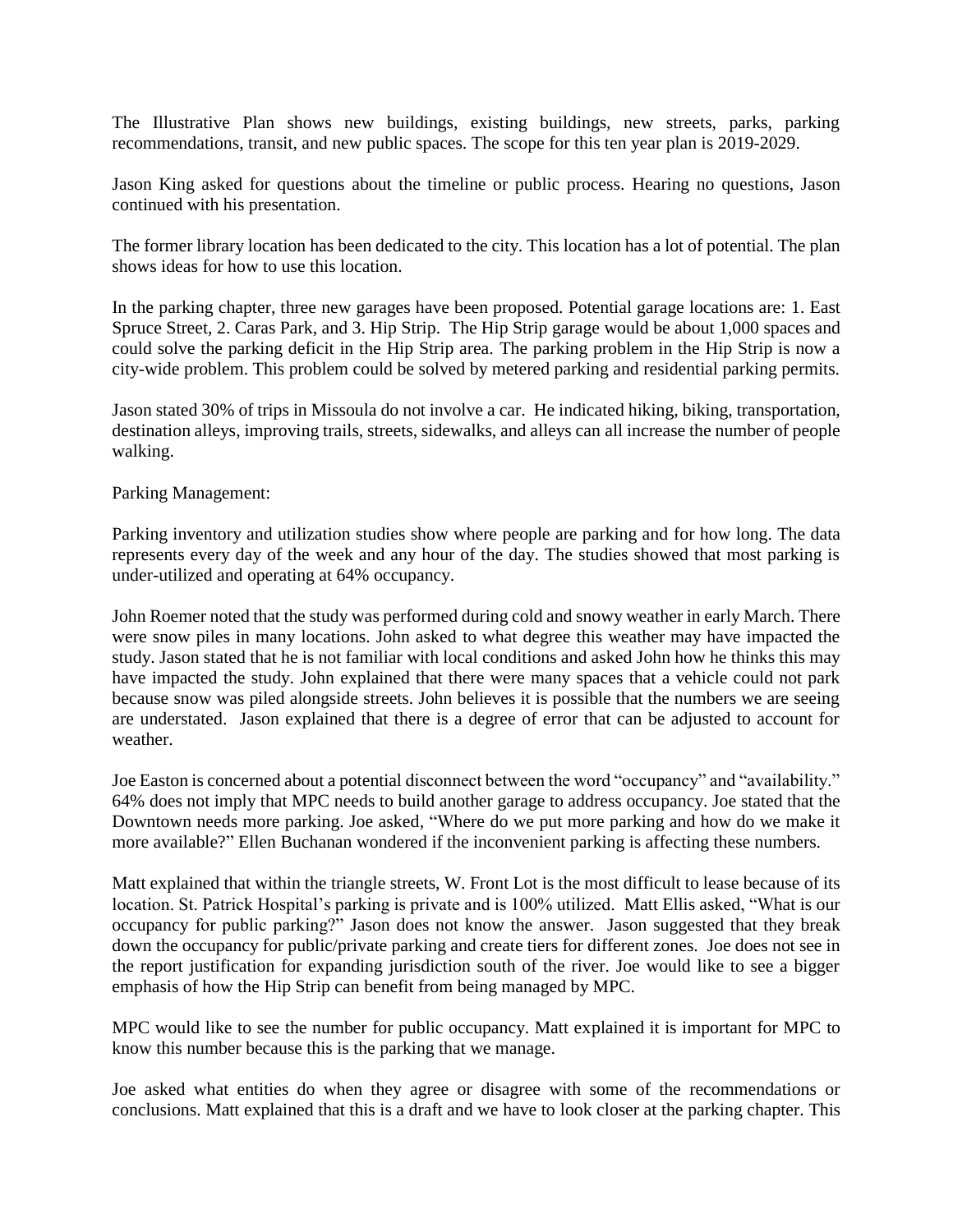The Illustrative Plan shows new buildings, existing buildings, new streets, parks, parking recommendations, transit, and new public spaces. The scope for this ten year plan is 2019-2029.

Jason King asked for questions about the timeline or public process. Hearing no questions, Jason continued with his presentation.

The former library location has been dedicated to the city. This location has a lot of potential. The plan shows ideas for how to use this location.

In the parking chapter, three new garages have been proposed. Potential garage locations are: 1. East Spruce Street, 2. Caras Park, and 3. Hip Strip. The Hip Strip garage would be about 1,000 spaces and could solve the parking deficit in the Hip Strip area. The parking problem in the Hip Strip is now a city-wide problem. This problem could be solved by metered parking and residential parking permits.

Jason stated 30% of trips in Missoula do not involve a car. He indicated hiking, biking, transportation, destination alleys, improving trails, streets, sidewalks, and alleys can all increase the number of people walking.

Parking Management:

Parking inventory and utilization studies show where people are parking and for how long. The data represents every day of the week and any hour of the day. The studies showed that most parking is under-utilized and operating at 64% occupancy.

John Roemer noted that the study was performed during cold and snowy weather in early March. There were snow piles in many locations. John asked to what degree this weather may have impacted the study. Jason stated that he is not familiar with local conditions and asked John how he thinks this may have impacted the study. John explained that there were many spaces that a vehicle could not park because snow was piled alongside streets. John believes it is possible that the numbers we are seeing are understated. Jason explained that there is a degree of error that can be adjusted to account for weather.

Joe Easton is concerned about a potential disconnect between the word "occupancy" and "availability." 64% does not imply that MPC needs to build another garage to address occupancy. Joe stated that the Downtown needs more parking. Joe asked, "Where do we put more parking and how do we make it more available?" Ellen Buchanan wondered if the inconvenient parking is affecting these numbers.

Matt explained that within the triangle streets, W. Front Lot is the most difficult to lease because of its location. St. Patrick Hospital's parking is private and is 100% utilized. Matt Ellis asked, "What is our occupancy for public parking?" Jason does not know the answer. Jason suggested that they break down the occupancy for public/private parking and create tiers for different zones. Joe does not see in the report justification for expanding jurisdiction south of the river. Joe would like to see a bigger emphasis of how the Hip Strip can benefit from being managed by MPC.

MPC would like to see the number for public occupancy. Matt explained it is important for MPC to know this number because this is the parking that we manage.

Joe asked what entities do when they agree or disagree with some of the recommendations or conclusions. Matt explained that this is a draft and we have to look closer at the parking chapter. This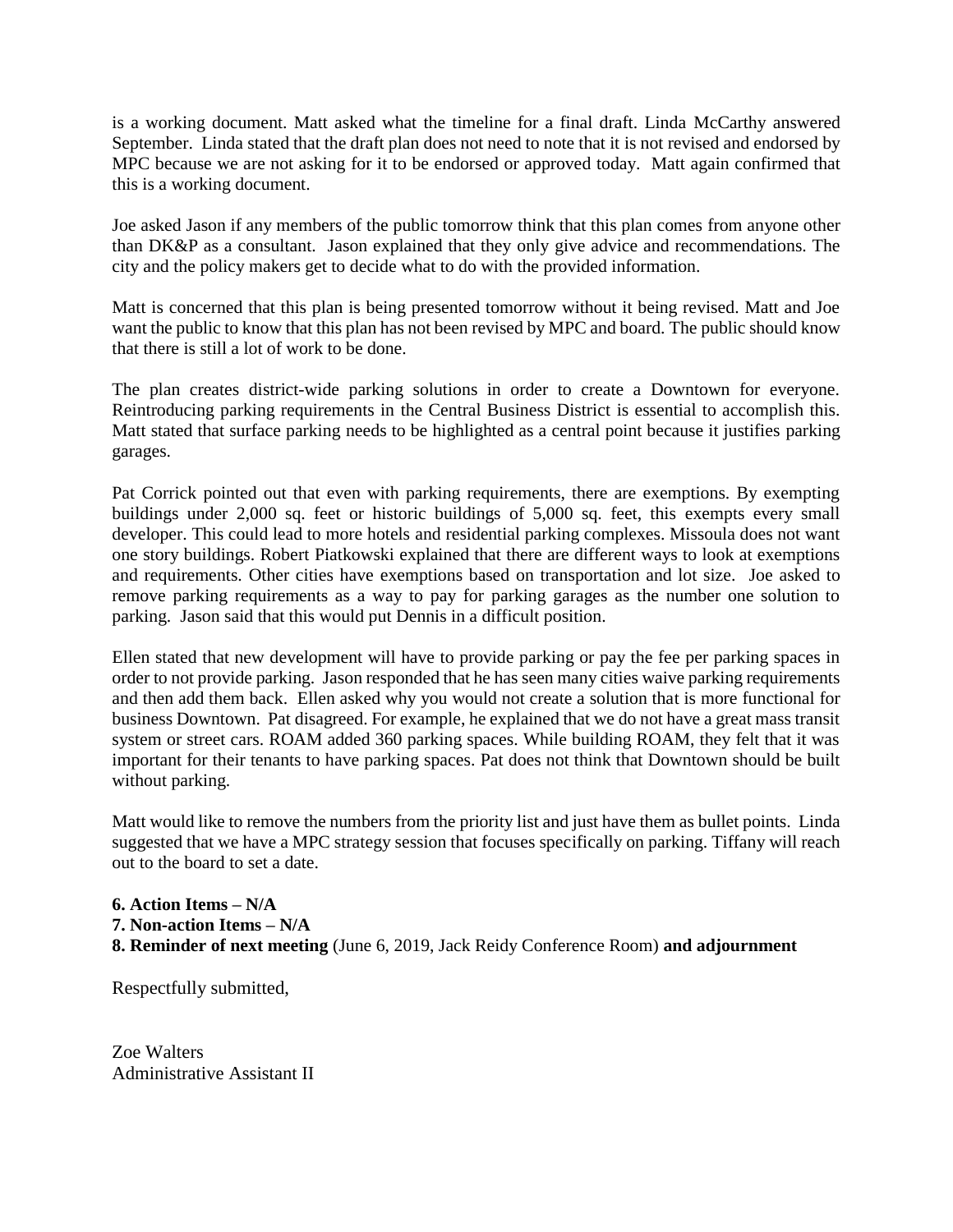is a working document. Matt asked what the timeline for a final draft. Linda McCarthy answered September. Linda stated that the draft plan does not need to note that it is not revised and endorsed by MPC because we are not asking for it to be endorsed or approved today. Matt again confirmed that this is a working document.

Joe asked Jason if any members of the public tomorrow think that this plan comes from anyone other than DK&P as a consultant. Jason explained that they only give advice and recommendations. The city and the policy makers get to decide what to do with the provided information.

Matt is concerned that this plan is being presented tomorrow without it being revised. Matt and Joe want the public to know that this plan has not been revised by MPC and board. The public should know that there is still a lot of work to be done.

The plan creates district-wide parking solutions in order to create a Downtown for everyone. Reintroducing parking requirements in the Central Business District is essential to accomplish this. Matt stated that surface parking needs to be highlighted as a central point because it justifies parking garages.

Pat Corrick pointed out that even with parking requirements, there are exemptions. By exempting buildings under 2,000 sq. feet or historic buildings of 5,000 sq. feet, this exempts every small developer. This could lead to more hotels and residential parking complexes. Missoula does not want one story buildings. Robert Piatkowski explained that there are different ways to look at exemptions and requirements. Other cities have exemptions based on transportation and lot size. Joe asked to remove parking requirements as a way to pay for parking garages as the number one solution to parking. Jason said that this would put Dennis in a difficult position.

Ellen stated that new development will have to provide parking or pay the fee per parking spaces in order to not provide parking. Jason responded that he has seen many cities waive parking requirements and then add them back. Ellen asked why you would not create a solution that is more functional for business Downtown. Pat disagreed. For example, he explained that we do not have a great mass transit system or street cars. ROAM added 360 parking spaces. While building ROAM, they felt that it was important for their tenants to have parking spaces. Pat does not think that Downtown should be built without parking.

Matt would like to remove the numbers from the priority list and just have them as bullet points. Linda suggested that we have a MPC strategy session that focuses specifically on parking. Tiffany will reach out to the board to set a date.

**6. Action Items – N/A**
**7. Non-action Items – N/A**
**8. Reminder of next meeting** (June 6, 2019, Jack Reidy Conference Room) **and adjournment**

Respectfully submitted,

Zoe Walters
Administrative Assistant II